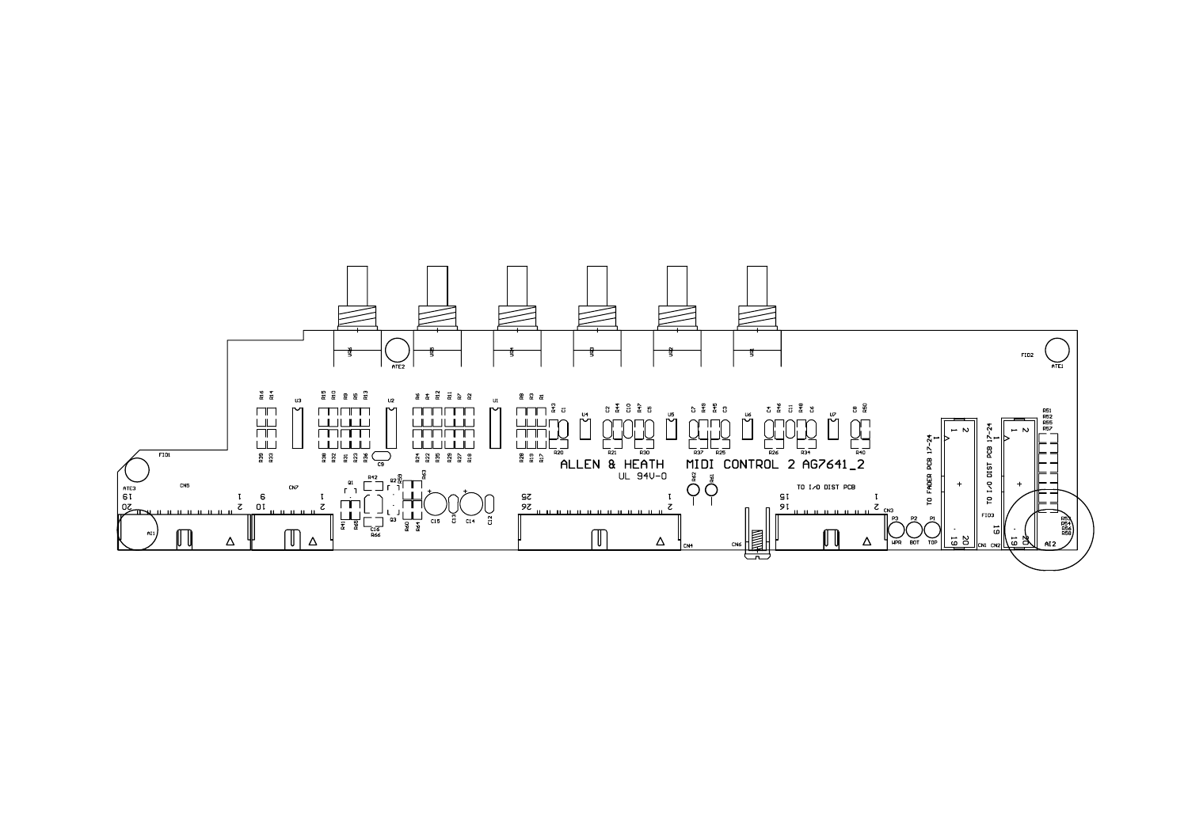ALLEN & HEATH MIDI CONTROL 2 AG7641_2

UL 94V-0

TO I/O DIST PCB

TO FADER PCB 17-24

TO I/O DIST PCB 17-24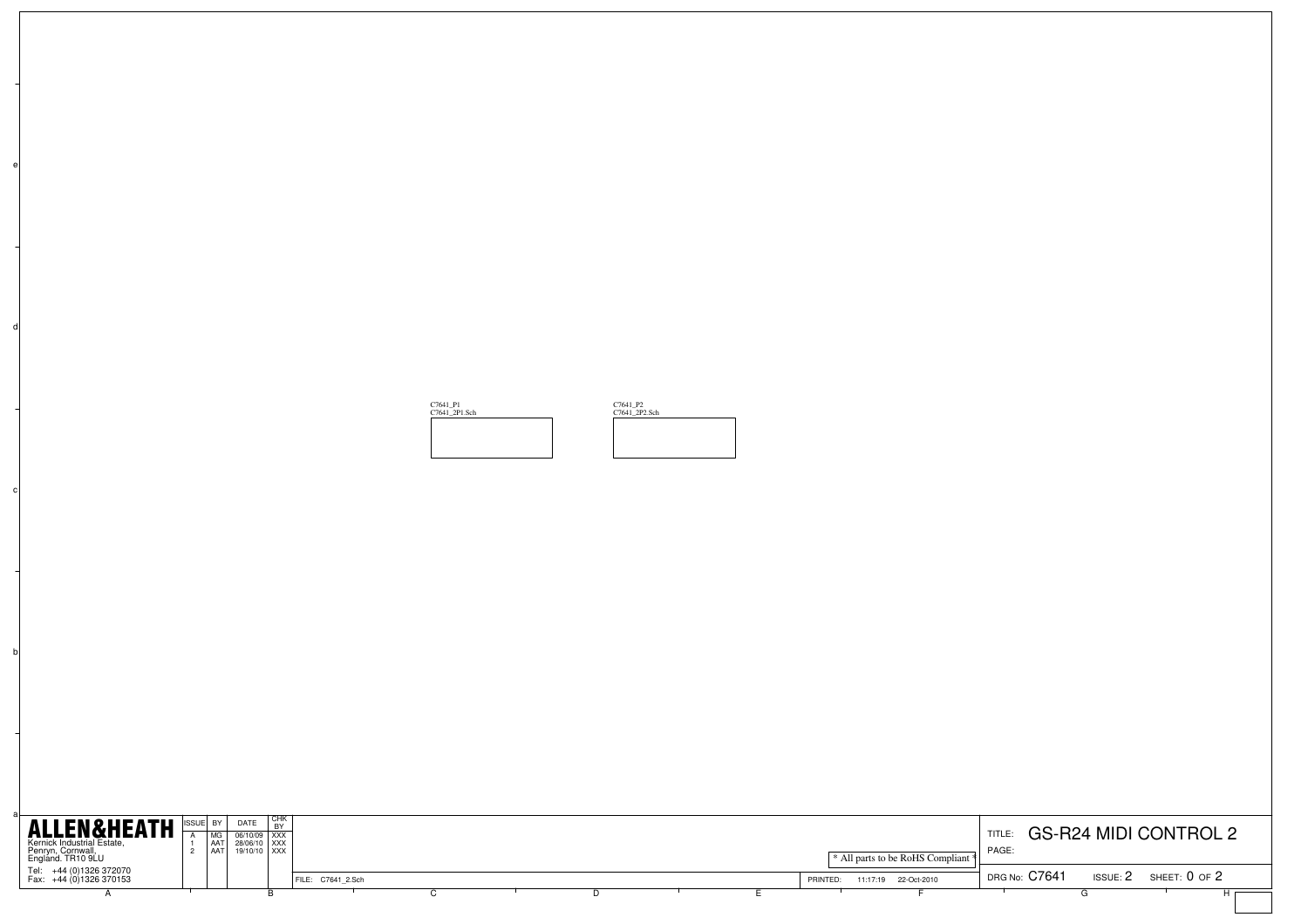C7641_P1
C7641_2P1.Sch

C7641_P2
C7641_2P2.Sch

**ALLEN&HEATH**
Kernick Industrial Estate,
Penryn, Cornwall,
England. TR10 9LU
Tel: +44 (0)1326 372070
Fax: +44 (0)1326 370153

| ISSUE | BY | DATE | CHK BY |
|---|---|---|---|
| A | MG | 06/10/09 | XXX |
| 1 | AAT | 28/06/10 | XXX |
| 2 | AAT | 19/10/10 | XXX |

FILE: C7641_2.Sch

* All parts to be RoHS Compliant *

PRINTED: 11:17:19 22-Oct-2010

TITLE: GS-R24 MIDI CONTROL 2

PAGE:

DRG No: C7641 ISSUE: 2 SHEET: 0 OF 2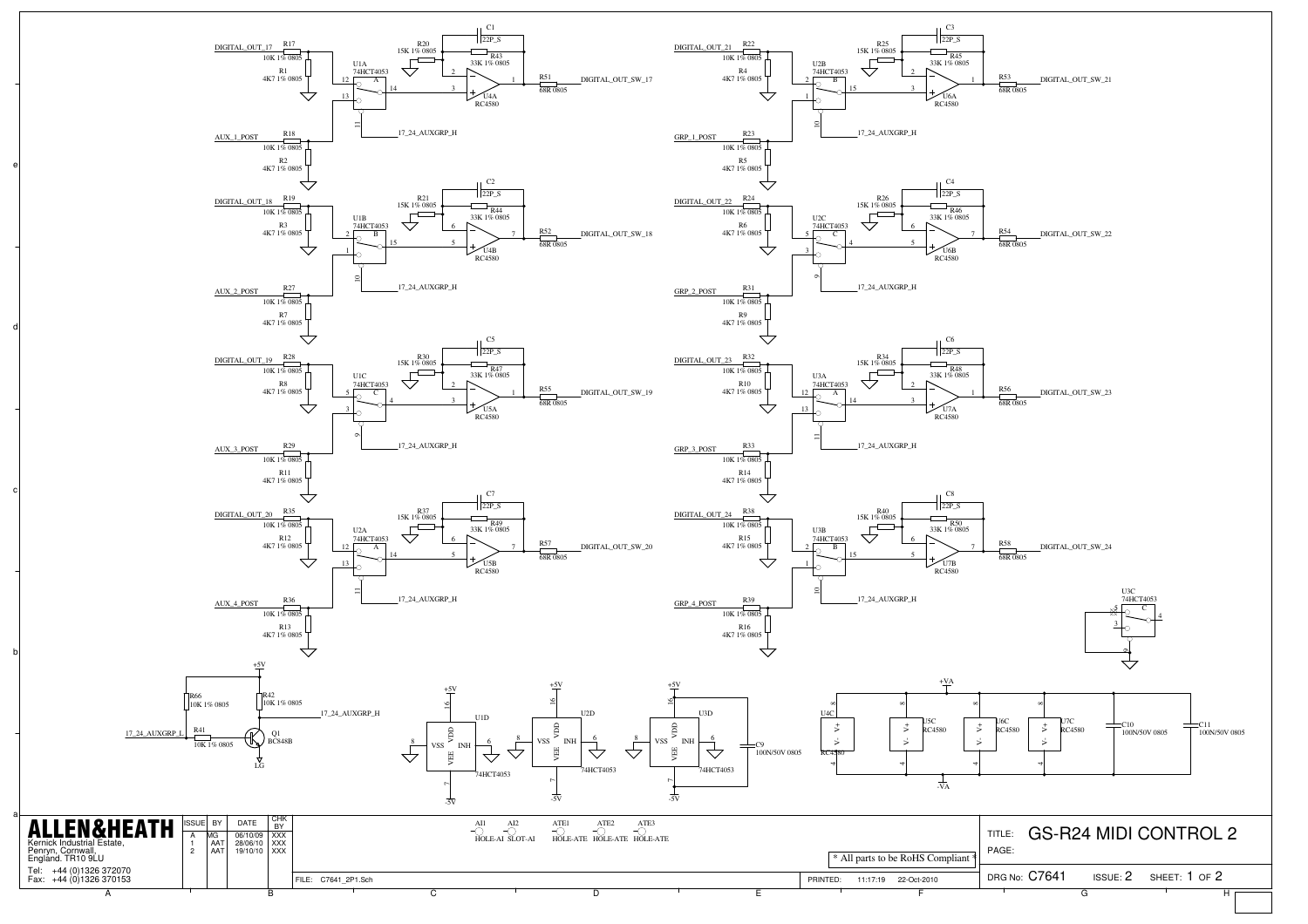| ALLEN&HEATH | ISSUE | BY | DATE | CHK BY |
|---|---|---|---|---|
| Kernick Industrial Estate, Penryn, Cornwall, England. TR10 9LU | A | MG | 06/10/09 | XXX |
| Tel: +44 (0)1326 372070 | 1 | AAT | 28/06/10 | XXX |
| Fax: +44 (0)1326 370153 | 2 | AAT | 19/10/10 | XXX |

FILE: C7641_2P1.Sch

PRINTED: 11:17:19 22-Oct-2010

\* All parts to be RoHS Compliant \*

TITLE: GS-R24 MIDI CONTROL 2

PAGE:

DRG No: C7641 ISSUE: 2 SHEET: 1 OF 2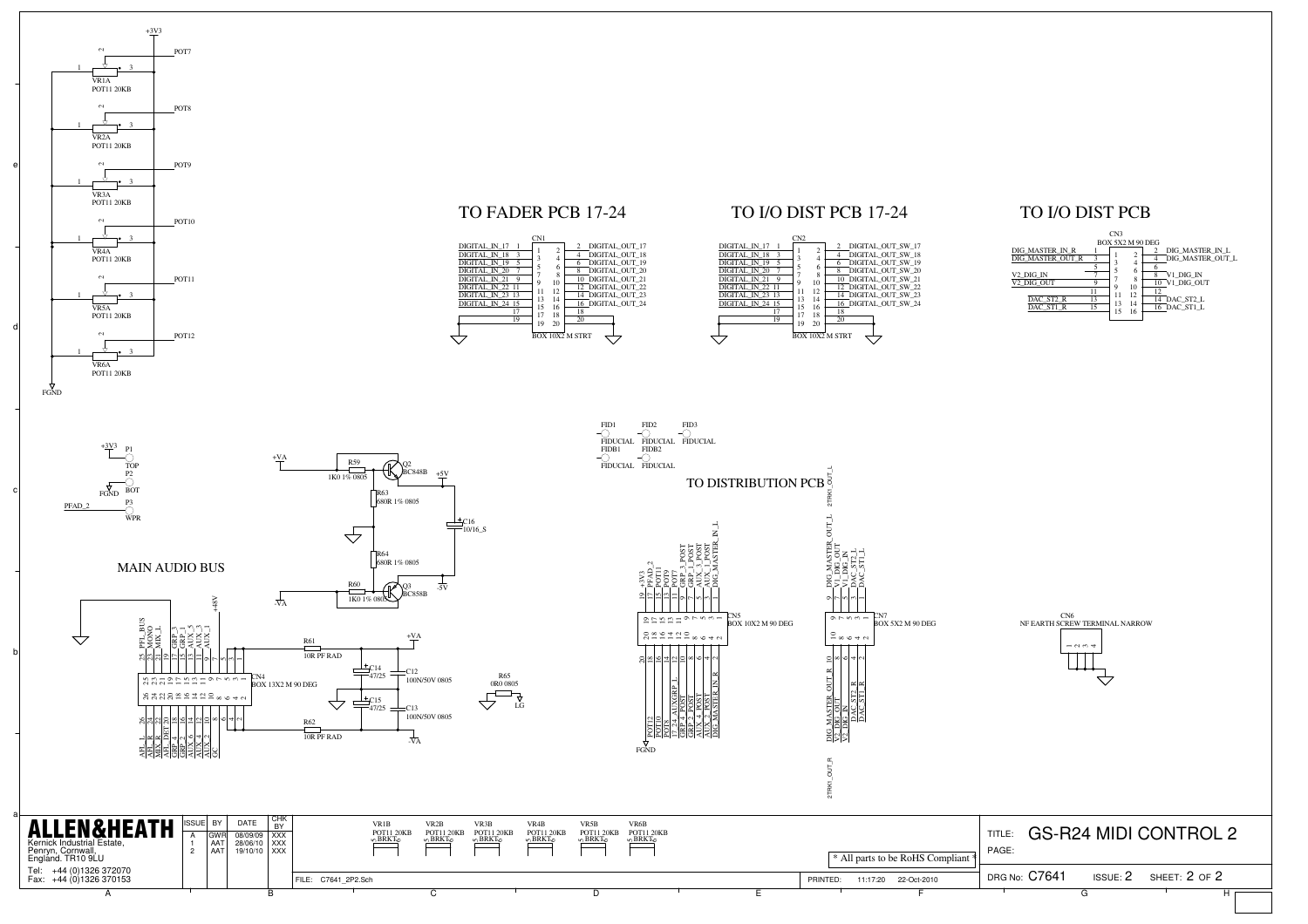# TO FADER PCB 17-24

# TO I/O DIST PCB 17-24

# TO I/O DIST PCB

# TO DISTRIBUTION PCB

# MAIN AUDIO BUS

VR1A POT11 20KB — POT7
VR2A POT11 20KB — POT8
VR3A POT11 20KB — POT9
VR4A POT11 20KB — POT10
VR5A POT11 20KB — POT11
VR6A POT11 20KB — POT12

+3V3
FGND

CN1 BOX 10X2 M STRT

| Signal | Pin | Pin | Signal |
|---|---|---|---|
| DIGITAL_IN_17 | 1 | 2 | DIGITAL_OUT_17 |
| DIGITAL_IN_18 | 3 | 4 | DIGITAL_OUT_18 |
| DIGITAL_IN_19 | 5 | 6 | DIGITAL_OUT_19 |
| DIGITAL_IN_20 | 7 | 8 | DIGITAL_OUT_20 |
| DIGITAL_IN_21 | 9 | 10 | DIGITAL_OUT_21 |
| DIGITAL_IN_22 | 11 | 12 | DIGITAL_OUT_22 |
| DIGITAL_IN_23 | 13 | 14 | DIGITAL_OUT_23 |
| DIGITAL_IN_24 | 15 | 16 | DIGITAL_OUT_24 |
| | 17 | 18 | |
| | 19 | 20 | |

CN2 BOX 10X2 M STRT

| Signal | Pin | Pin | Signal |
|---|---|---|---|
| DIGITAL_IN_17 | 1 | 2 | DIGITAL_OUT_SW_17 |
| DIGITAL_IN_18 | 3 | 4 | DIGITAL_OUT_SW_18 |
| DIGITAL_IN_19 | 5 | 6 | DIGITAL_OUT_SW_19 |
| DIGITAL_IN_20 | 7 | 8 | DIGITAL_OUT_SW_20 |
| DIGITAL_IN_21 | 9 | 10 | DIGITAL_OUT_SW_21 |
| DIGITAL_IN_22 | 11 | 12 | DIGITAL_OUT_SW_22 |
| DIGITAL_IN_23 | 13 | 14 | DIGITAL_OUT_SW_23 |
| DIGITAL_IN_24 | 15 | 16 | DIGITAL_OUT_SW_24 |
| | 17 | 18 | |
| | 19 | 20 | |

CN3 BOX 5X2 M 90 DEG

| Signal | Pin | Pin | Signal |
|---|---|---|---|
| DIG_MASTER_IN_R | 1 | 2 | DIG_MASTER_IN_L |
| DIG_MASTER_OUT_R | 3 | 4 | DIG_MASTER_OUT_L |
| | 5 | 6 | |
| V2_DIG_IN | 7 | 8 | V1_DIG_IN |
| V2_DIG_OUT | 9 | 10 | V1_DIG_OUT |
| | 11 | 12 | |
| DAC_ST2_R | 13 | 14 | DAC_ST2_L |
| DAC_ST1_R | 15 | 16 | DAC_ST1_L |

FID1 FIDUCIAL, FID2 FIDUCIAL, FID3 FIDUCIAL, FIDB1 FIDUCIAL, FIDB2 FIDUCIAL

P1 TOP (+3V3), P2 BOT (FGND), P3 WPR (PFAD_2)

+VA, R59 1K0 1% 0805, Q2 BC848B, +5V, R63 680R 1% 0805, C16 10/16_S, R64 680R 1% 0805, R60 1K0 1% 0805, Q3 BC858B, -5V, -VA

CN4 BOX 13X2 M 90 DEG

| Signal | Pin | Pin | Signal |
|---|---|---|---|
| PFL_BUS | 25 | 26 | AFL_L |
| MONO | 23 | 24 | AFL_R |
| MIX_L | 21 | 22 | MIX_R |
| | 19 | 20 | AFL_DET |
| GRP_3 | 17 | 18 | GRP_4 |
| GRP_1 | 15 | 16 | GRP_2 |
| AUX_5 | 13 | 14 | AUX_6 |
| AUX_3 | 11 | 12 | AUX_4 |
| AUX_1 | 9 | 10 | AUX_2 |
| | 7 | 8 | GC |
| +48V | 5 | 6 | |
| | 3 | 4 | |
| | 1 | 2 | |

R61 10R PF RAD, C14 47/25, C12 100N/50V 0805, C15 47/25, C13 100N/50V 0805, R62 10R PF RAD, +VA, -VA

R65 0R0 0805, LG

CN5 BOX 10X2 M 90 DEG

| Signal | Pin | Pin | Signal |
|---|---|---|---|
| +3V3 | 19 | 20 | |
| PFAD_2 | 17 | 18 | POT12 |
| POT11 | 15 | 16 | POT10 |
| POT9 | 13 | 14 | POT8 |
| POT7 | 11 | 12 | 17-24_AUXGRP_L |
| GRP_3_POST | 9 | 10 | GRP_4_POST |
| GRP_1_POST | 7 | 8 | GRP_2_POST |
| AUX_3_POST | 5 | 6 | AUX_4_POST |
| AUX_1_POST | 3 | 4 | AUX_2_POST |
| DIG_MASTER_IN_L | 1 | 2 | DIG_MASTER_IN_R |

FGND

CN7 BOX 5X2 M 90 DEG

| Signal | Pin | Pin | Signal |
|---|---|---|---|
| DIG_MASTER_OUT_L | 9 | 10 | DIG_MASTER_OUT_R |
| V1_DIG_OUT | 7 | 8 | V2_DIG_OUT |
| V1_DIG_IN | 5 | 6 | V2_DIG_IN |
| DAC_ST2_L | 3 | 4 | DAC_ST2_R |
| DAC_ST1_L | 1 | 2 | DAC_ST1_R |

2TRK1_OUT_L, 2TRK1_OUT_R

CN6 NF EARTH SCREW TERMINAL NARROW (1 2 3 4)

VR1B POT11 20KB BRKT, VR2B POT11 20KB BRKT, VR3B POT11 20KB BRKT, VR4B POT11 20KB BRKT, VR5B POT11 20KB BRKT, VR6B POT11 20KB BRKT

**ALLEN&HEATH**
Kernick Industrial Estate,
Penryn, Cornwall,
England. TR10 9LU
Tel: +44 (0)1326 372070
Fax: +44 (0)1326 370153

| ISSUE | BY | DATE | CHK BY |
|---|---|---|---|
| A | GWR | 08/09/09 | XXX |
| 1 | AAT | 28/06/10 | XXX |
| 2 | AAT | 19/10/10 | XXX |

\* All parts to be RoHS Compliant \*

FILE: C7641_2P2.Sch

PRINTED: 11:17:20 22-Oct-2010

TITLE: GS-R24 MIDI CONTROL 2

PAGE:

DRG No: C7641 ISSUE: 2 SHEET: 2 OF 2